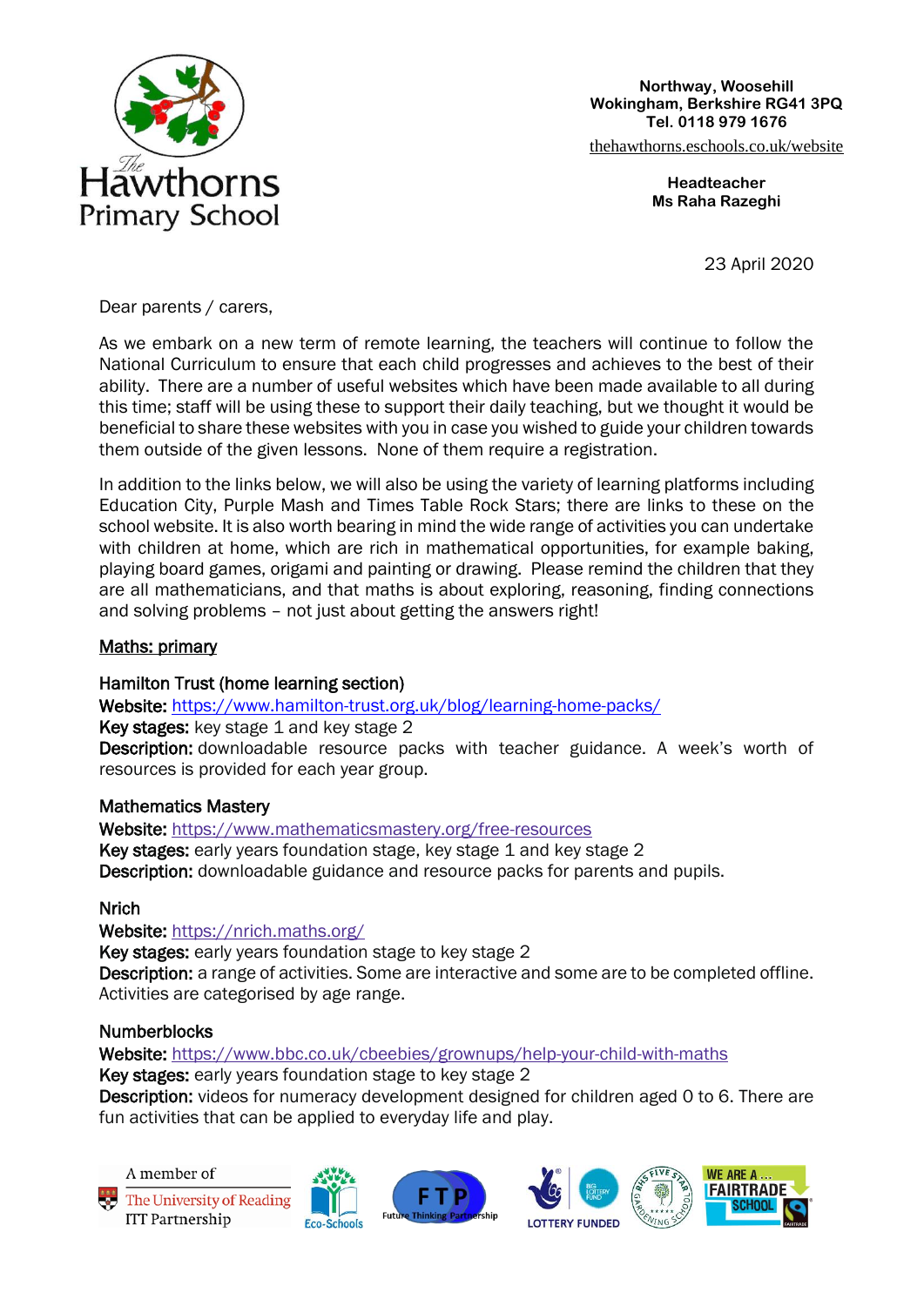The Hawthorns Primary School

Northway, Woosehill
Wokingham, Berkshire RG41 3PQ
Tel. 0118 979 1676

thehawthorns.eschools.co.uk/website

**Headteacher**
**Ms Raha Razeghi**

23 April 2020

Dear parents / carers,

As we embark on a new term of remote learning, the teachers will continue to follow the National Curriculum to ensure that each child progresses and achieves to the best of their ability. There are a number of useful websites which have been made available to all during this time; staff will be using these to support their daily teaching, but we thought it would be beneficial to share these websites with you in case you wished to guide your children towards them outside of the given lessons. None of them require a registration.

In addition to the links below, we will also be using the variety of learning platforms including Education City, Purple Mash and Times Table Rock Stars; there are links to these on the school website. It is also worth bearing in mind the wide range of activities you can undertake with children at home, which are rich in mathematical opportunities, for example baking, playing board games, origami and painting or drawing. Please remind the children that they are all mathematicians, and that maths is about exploring, reasoning, finding connections and solving problems – not just about getting the answers right!

## Maths: primary

### Hamilton Trust (home learning section)

**Website:** https://www.hamilton-trust.org.uk/blog/learning-home-packs/
**Key stages:** key stage 1 and key stage 2
**Description:** downloadable resource packs with teacher guidance. A week's worth of resources is provided for each year group.

### Mathematics Mastery

**Website:** https://www.mathematicsmastery.org/free-resources
**Key stages:** early years foundation stage, key stage 1 and key stage 2
**Description:** downloadable guidance and resource packs for parents and pupils.

### Nrich

**Website:** https://nrich.maths.org/
**Key stages:** early years foundation stage to key stage 2
**Description:** a range of activities. Some are interactive and some are to be completed offline. Activities are categorised by age range.

### Numberblocks

**Website:** https://www.bbc.co.uk/cbeebies/grownups/help-your-child-with-maths
**Key stages:** early years foundation stage to key stage 2
**Description:** videos for numeracy development designed for children aged 0 to 6. There are fun activities that can be applied to everyday life and play.

A member of The University of Reading ITT Partnership | Eco-Schools | FTP Future Thinking Partnership | Lottery Funded | RHS Five Star Gardening School | We are a Fairtrade School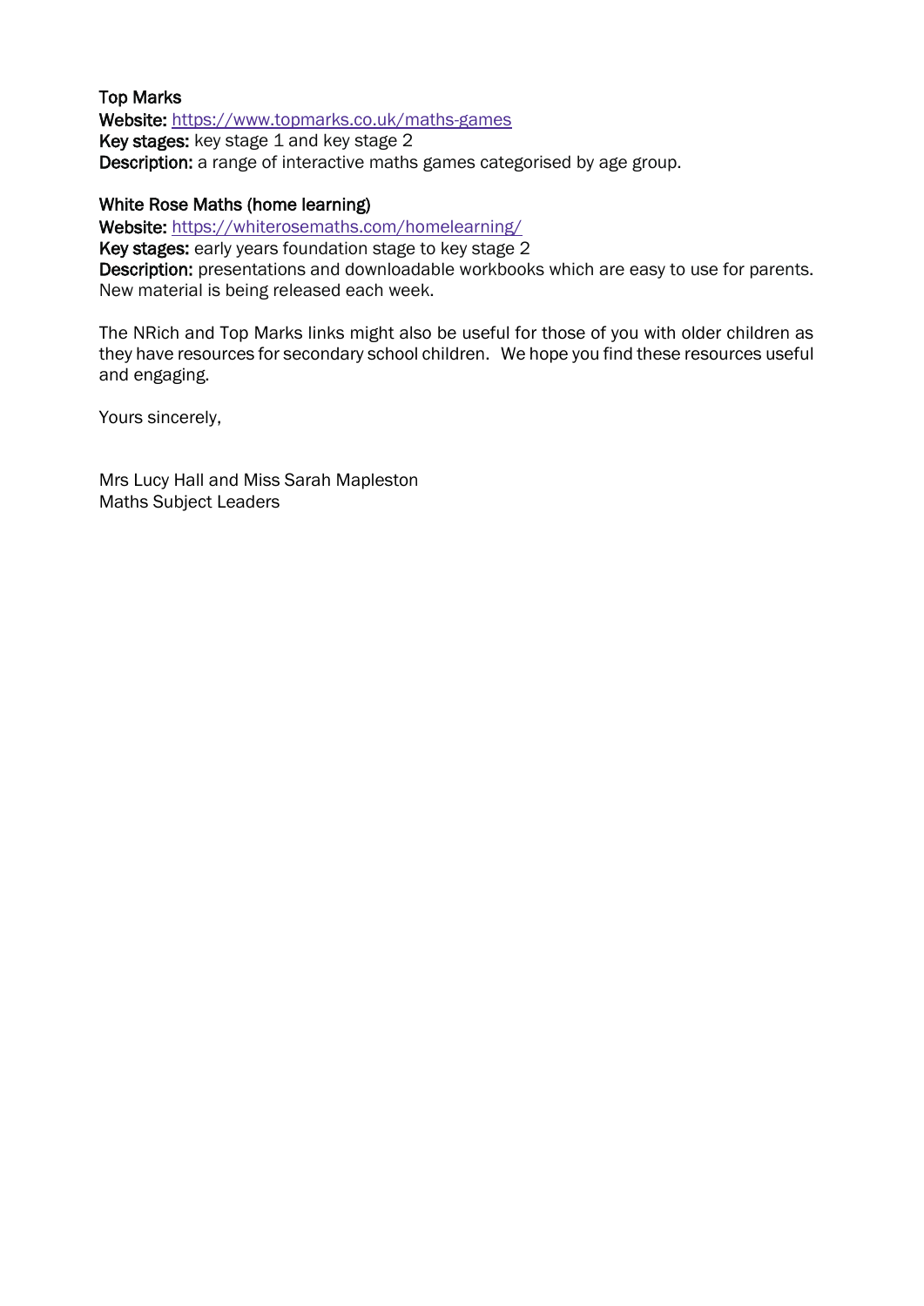**Top Marks**
**Website:** https://www.topmarks.co.uk/maths-games
**Key stages:** key stage 1 and key stage 2
**Description:** a range of interactive maths games categorised by age group.

**White Rose Maths (home learning)**
**Website:** https://whiterosemaths.com/homelearning/
**Key stages:** early years foundation stage to key stage 2
**Description:** presentations and downloadable workbooks which are easy to use for parents. New material is being released each week.

The NRich and Top Marks links might also be useful for those of you with older children as they have resources for secondary school children. We hope you find these resources useful and engaging.

Yours sincerely,

Mrs Lucy Hall and Miss Sarah Mapleston
Maths Subject Leaders